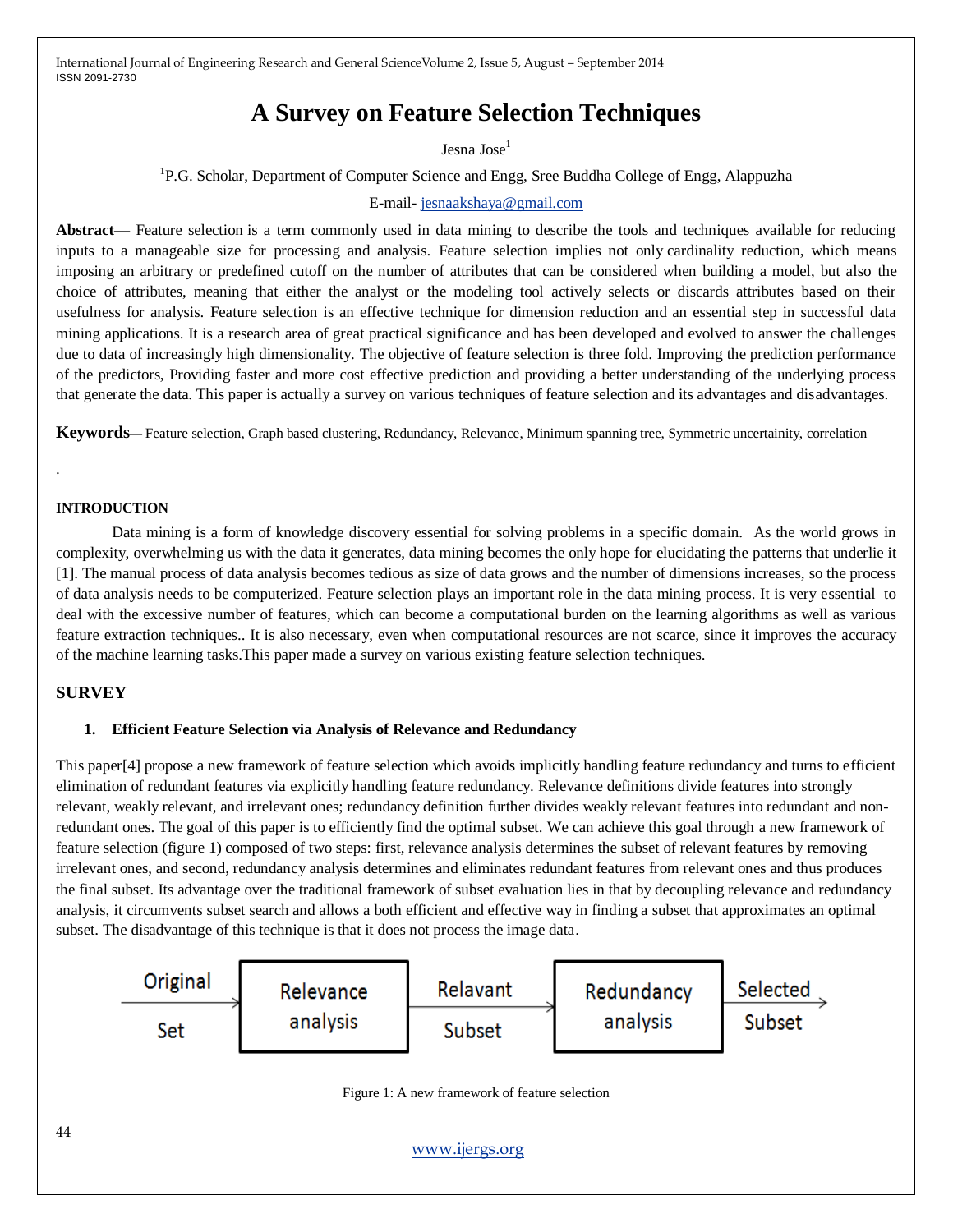# A Survey on Feature Selection Techniques

Jesna Jose[1]

[1]P.G. Scholar, Department of Computer Science and Engg, Sree Buddha College of Engg, Alappuzha

E-mail- jesnaakshaya@gmail.com

**Abstract**— Feature selection is a term commonly used in data mining to describe the tools and techniques available for reducing inputs to a manageable size for processing and analysis. Feature selection implies not only cardinality reduction, which means imposing an arbitrary or predefined cutoff on the number of attributes that can be considered when building a model, but also the choice of attributes, meaning that either the analyst or the modeling tool actively selects or discards attributes based on their usefulness for analysis. Feature selection is an effective technique for dimension reduction and an essential step in successful data mining applications. It is a research area of great practical significance and has been developed and evolved to answer the challenges due to data of increasingly high dimensionality. The objective of feature selection is three fold. Improving the prediction performance of the predictors, Providing faster and more cost effective prediction and providing a better understanding of the underlying process that generate the data. This paper is actually a survey on various techniques of feature selection and its advantages and disadvantages.

**Keywords**— Feature selection, Graph based clustering, Redundancy, Relevance, Minimum spanning tree, Symmetric uncertainity, correlation

.

## INTRODUCTION

Data mining is a form of knowledge discovery essential for solving problems in a specific domain. As the world grows in complexity, overwhelming us with the data it generates, data mining becomes the only hope for elucidating the patterns that underlie it [1]. The manual process of data analysis becomes tedious as size of data grows and the number of dimensions increases, so the process of data analysis needs to be computerized. Feature selection plays an important role in the data mining process. It is very essential to deal with the excessive number of features, which can become a computational burden on the learning algorithms as well as various feature extraction techniques.. It is also necessary, even when computational resources are not scarce, since it improves the accuracy of the machine learning tasks.This paper made a survey on various existing feature selection techniques.

## SURVEY

### 1. Efficient Feature Selection via Analysis of Relevance and Redundancy

This paper[4] propose a new framework of feature selection which avoids implicitly handling feature redundancy and turns to efficient elimination of redundant features via explicitly handling feature redundancy. Relevance definitions divide features into strongly relevant, weakly relevant, and irrelevant ones; redundancy definition further divides weakly relevant features into redundant and non-redundant ones. The goal of this paper is to efficiently find the optimal subset. We can achieve this goal through a new framework of feature selection (figure 1) composed of two steps: first, relevance analysis determines the subset of relevant features by removing irrelevant ones, and second, redundancy analysis determines and eliminates redundant features from relevant ones and thus produces the final subset. Its advantage over the traditional framework of subset evaluation lies in that by decoupling relevance and redundancy analysis, it circumvents subset search and allows a both efficient and effective way in finding a subset that approximates an optimal subset. The disadvantage of this technique is that it does not process the image data.

Original Set → Relevance analysis → Relavant Subset → Redundancy analysis → Selected Subset

Figure 1: A new framework of feature selection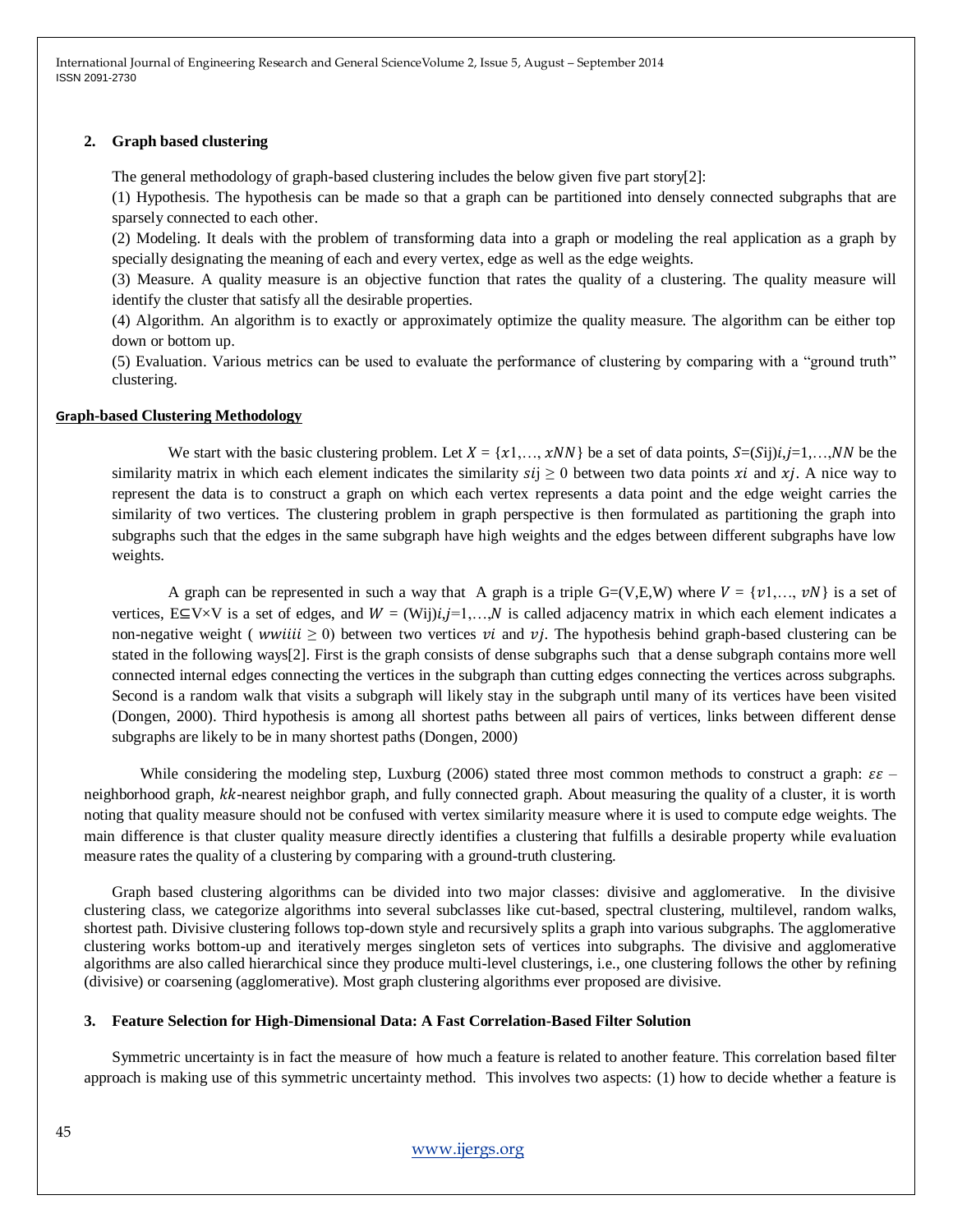## 2. Graph based clustering

The general methodology of graph-based clustering includes the below given five part story[2]:

(1) Hypothesis. The hypothesis can be made so that a graph can be partitioned into densely connected subgraphs that are sparsely connected to each other.

(2) Modeling. It deals with the problem of transforming data into a graph or modeling the real application as a graph by specially designating the meaning of each and every vertex, edge as well as the edge weights.

(3) Measure. A quality measure is an objective function that rates the quality of a clustering. The quality measure will identify the cluster that satisfy all the desirable properties.

(4) Algorithm. An algorithm is to exactly or approximately optimize the quality measure. The algorithm can be either top down or bottom up.

(5) Evaluation. Various metrics can be used to evaluate the performance of clustering by comparing with a "ground truth" clustering.

### Graph-based Clustering Methodology

We start with the basic clustering problem. Let $X = \{x1, \ldots, xNN\}$ be a set of data points, $S = (Sij)i,j = 1, \ldots, NN$ be the similarity matrix in which each element indicates the similarity $sij \geq 0$ between two data points $xi$ and $xj$. A nice way to represent the data is to construct a graph on which each vertex represents a data point and the edge weight carries the similarity of two vertices. The clustering problem in graph perspective is then formulated as partitioning the graph into subgraphs such that the edges in the same subgraph have high weights and the edges between different subgraphs have low weights.

A graph can be represented in such a way that A graph is a triple G=(V,E,W) where $V = \{v1, \ldots, vN\}$ is a set of vertices, E⊆V×V is a set of edges, and $W = (Wij)i,j = 1, \ldots, N$ is called adjacency matrix in which each element indicates a non-negative weight ( $wwiiii \geq 0$) between two vertices $vi$ and $vj$. The hypothesis behind graph-based clustering can be stated in the following ways[2]. First is the graph consists of dense subgraphs such that a dense subgraph contains more well connected internal edges connecting the vertices in the subgraph than cutting edges connecting the vertices across subgraphs. Second is a random walk that visits a subgraph will likely stay in the subgraph until many of its vertices have been visited (Dongen, 2000). Third hypothesis is among all shortest paths between all pairs of vertices, links between different dense subgraphs are likely to be in many shortest paths (Dongen, 2000)

While considering the modeling step, Luxburg (2006) stated three most common methods to construct a graph: $\varepsilon\varepsilon$ – neighborhood graph, $kk$-nearest neighbor graph, and fully connected graph. About measuring the quality of a cluster, it is worth noting that quality measure should not be confused with vertex similarity measure where it is used to compute edge weights. The main difference is that cluster quality measure directly identifies a clustering that fulfills a desirable property while evaluation measure rates the quality of a clustering by comparing with a ground-truth clustering.

Graph based clustering algorithms can be divided into two major classes: divisive and agglomerative. In the divisive clustering class, we categorize algorithms into several subclasses like cut-based, spectral clustering, multilevel, random walks, shortest path. Divisive clustering follows top-down style and recursively splits a graph into various subgraphs. The agglomerative clustering works bottom-up and iteratively merges singleton sets of vertices into subgraphs. The divisive and agglomerative algorithms are also called hierarchical since they produce multi-level clusterings, i.e., one clustering follows the other by refining (divisive) or coarsening (agglomerative). Most graph clustering algorithms ever proposed are divisive.

## 3. Feature Selection for High-Dimensional Data: A Fast Correlation-Based Filter Solution

Symmetric uncertainty is in fact the measure of how much a feature is related to another feature. This correlation based filter approach is making use of this symmetric uncertainty method. This involves two aspects: (1) how to decide whether a feature is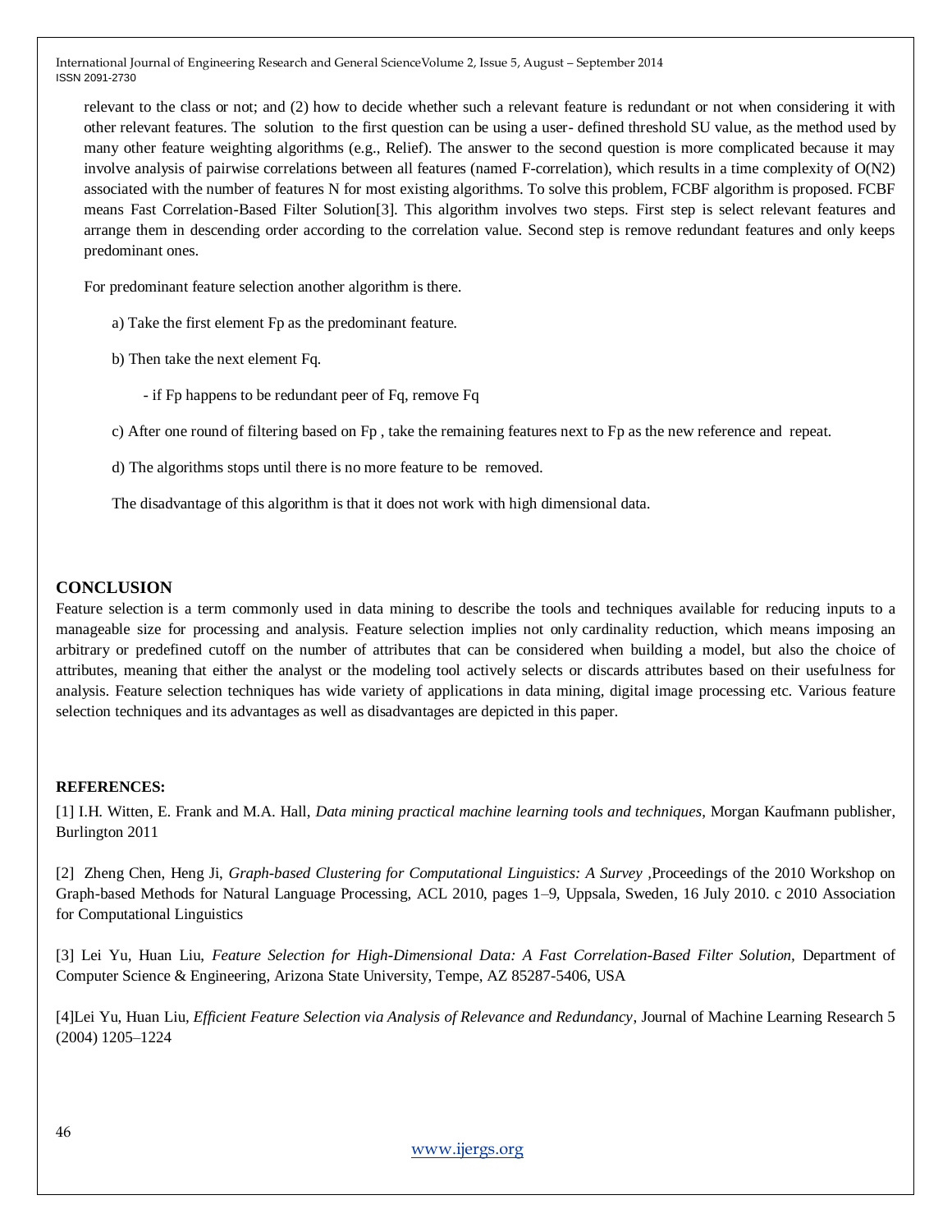relevant to the class or not; and (2) how to decide whether such a relevant feature is redundant or not when considering it with other relevant features. The solution to the first question can be using a user- defined threshold SU value, as the method used by many other feature weighting algorithms (e.g., Relief). The answer to the second question is more complicated because it may involve analysis of pairwise correlations between all features (named F-correlation), which results in a time complexity of O(N2) associated with the number of features N for most existing algorithms. To solve this problem, FCBF algorithm is proposed. FCBF means Fast Correlation-Based Filter Solution[3]. This algorithm involves two steps. First step is select relevant features and arrange them in descending order according to the correlation value. Second step is remove redundant features and only keeps predominant ones.

For predominant feature selection another algorithm is there.

a) Take the first element Fp as the predominant feature.

b) Then take the next element Fq.

- if Fp happens to be redundant peer of Fq, remove Fq

c) After one round of filtering based on Fp , take the remaining features next to Fp as the new reference and repeat.

d) The algorithms stops until there is no more feature to be removed.

The disadvantage of this algorithm is that it does not work with high dimensional data.

## CONCLUSION

Feature selection is a term commonly used in data mining to describe the tools and techniques available for reducing inputs to a manageable size for processing and analysis. Feature selection implies not only cardinality reduction, which means imposing an arbitrary or predefined cutoff on the number of attributes that can be considered when building a model, but also the choice of attributes, meaning that either the analyst or the modeling tool actively selects or discards attributes based on their usefulness for analysis. Feature selection techniques has wide variety of applications in data mining, digital image processing etc. Various feature selection techniques and its advantages as well as disadvantages are depicted in this paper.

## REFERENCES:

[1] I.H. Witten, E. Frank and M.A. Hall, *Data mining practical machine learning tools and techniques*, Morgan Kaufmann publisher, Burlington 2011

[2] Zheng Chen, Heng Ji, *Graph-based Clustering for Computational Linguistics: A Survey* ,Proceedings of the 2010 Workshop on Graph-based Methods for Natural Language Processing, ACL 2010, pages 1–9, Uppsala, Sweden, 16 July 2010. c 2010 Association for Computational Linguistics

[3] Lei Yu, Huan Liu, *Feature Selection for High-Dimensional Data: A Fast Correlation-Based Filter Solution,* Department of Computer Science & Engineering, Arizona State University, Tempe, AZ 85287-5406, USA

[4]Lei Yu, Huan Liu, *Efficient Feature Selection via Analysis of Relevance and Redundancy*, Journal of Machine Learning Research 5 (2004) 1205–1224